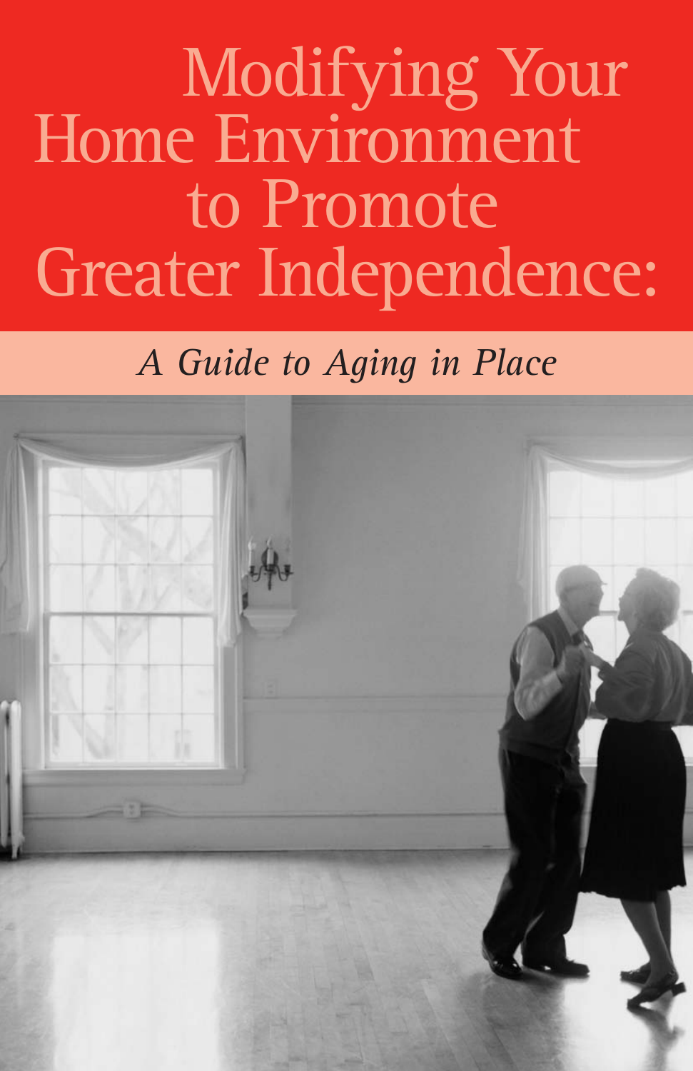# Modifying Your Home Environment to Promote Greater Independence:

*A Guide to Aging in Place*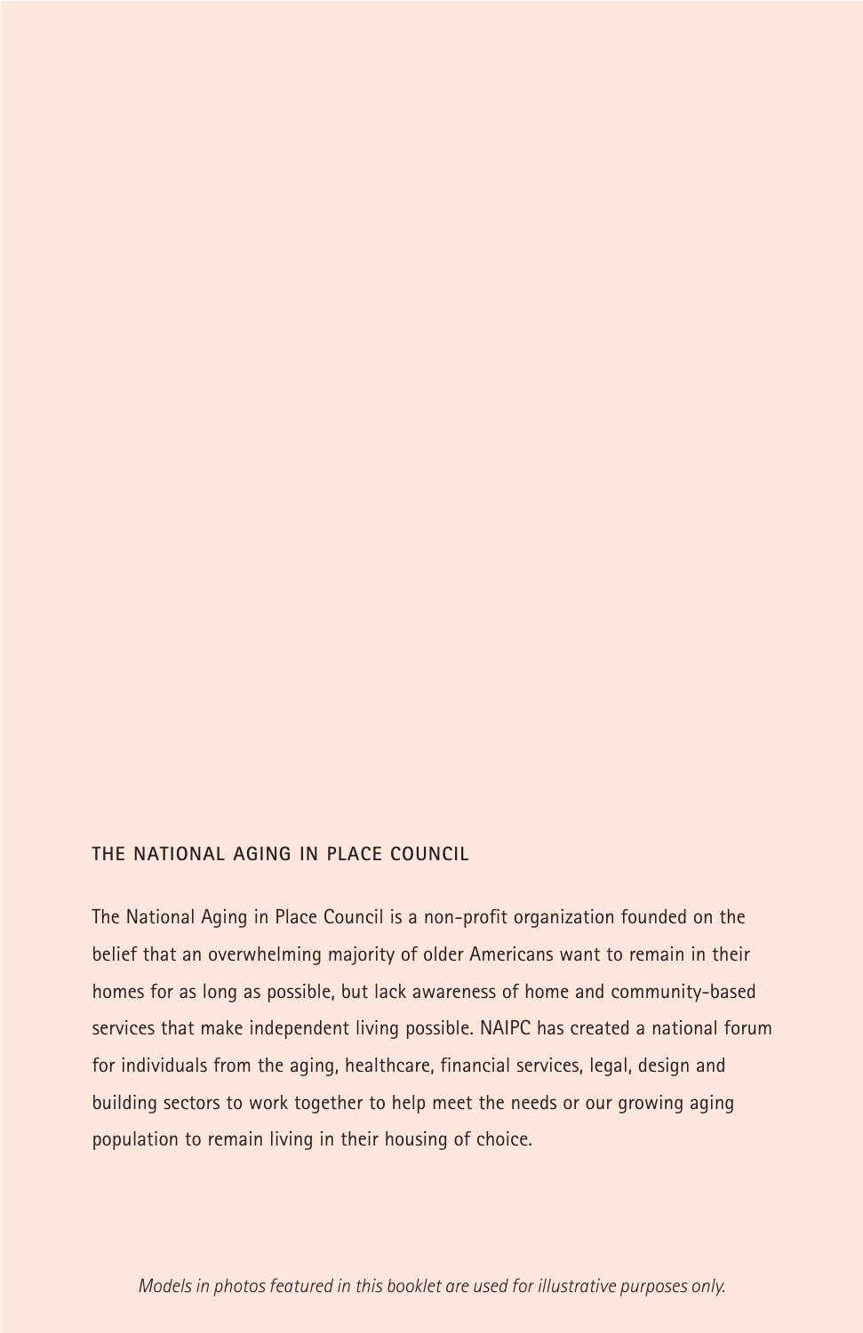## THE NATIONAL AGING IN PLACE COUNCIL

The National Aging in Place Council is a non-profit organization founded on the belief that an overwhelming majority of older Americans want to remain in their homes for as long as possible, but lack awareness of home and community-based services that make independent living possible. NAIPC has created a national forum for individuals from the aging, healthcare, financial services, legal, design and building sectors to work together to help meet the needs or our growing aging population to remain living in their housing of choice.

*Models in photos featured in this booklet are used for illustrative purposes only.*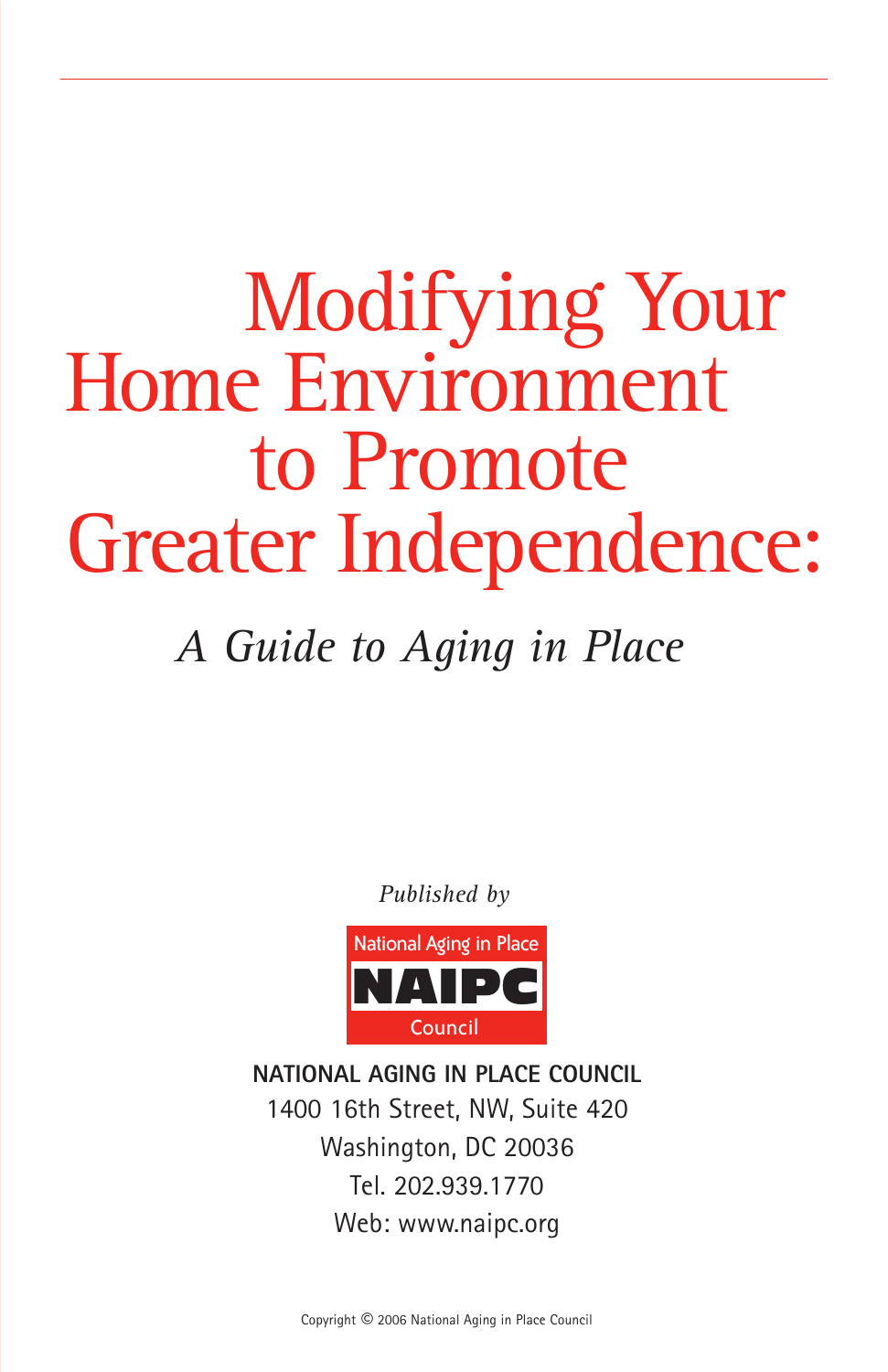# Modifying Your Home Environment to Promote Greater Independence:

## *A Guide to Aging in Place*

*Published by*

National Aging in Place

NAIPC

Council

**NATIONAL AGING IN PLACE COUNCIL**

1400 16th Street, NW, Suite 420

Washington, DC 20036

Tel. 202.939.1770

Web: www.naipc.org

Copyright © 2006 National Aging in Place Council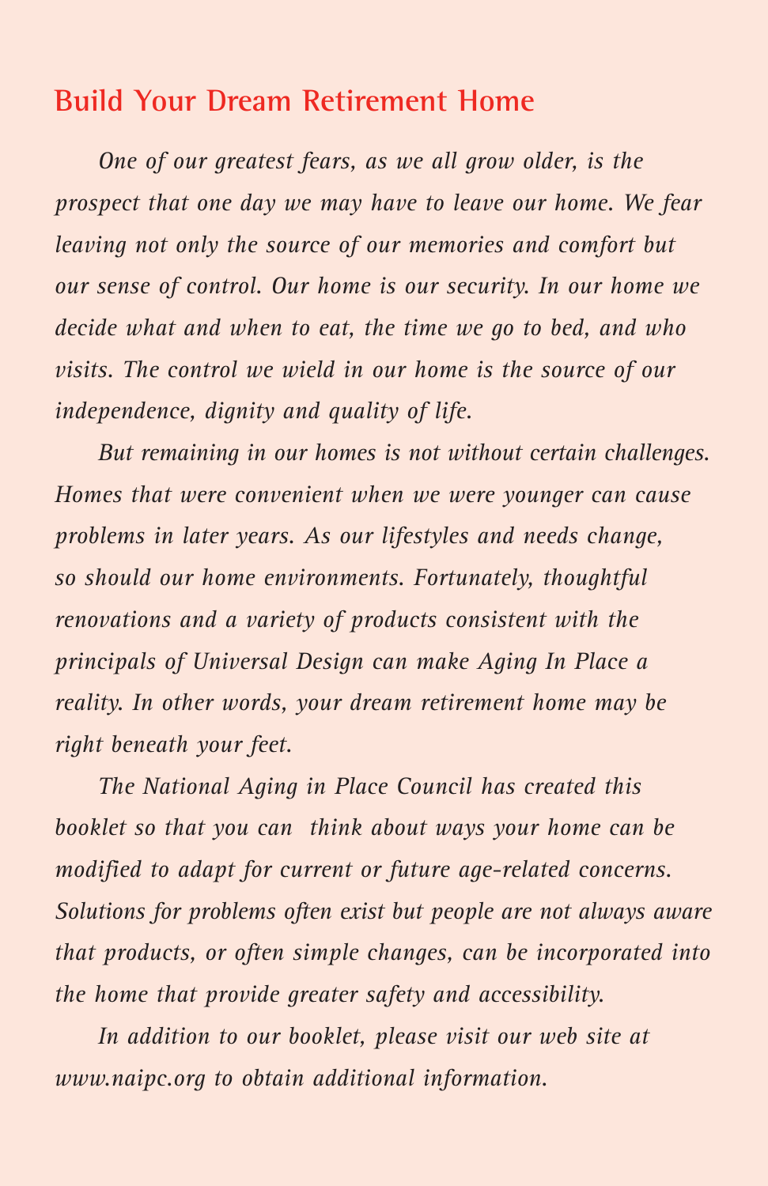## Build Your Dream Retirement Home

*One of our greatest fears, as we all grow older, is the prospect that one day we may have to leave our home. We fear leaving not only the source of our memories and comfort but our sense of control. Our home is our security. In our home we decide what and when to eat, the time we go to bed, and who visits. The control we wield in our home is the source of our independence, dignity and quality of life.*

*But remaining in our homes is not without certain challenges. Homes that were convenient when we were younger can cause problems in later years. As our lifestyles and needs change, so should our home environments. Fortunately, thoughtful renovations and a variety of products consistent with the principals of Universal Design can make Aging In Place a reality. In other words, your dream retirement home may be right beneath your feet.*

*The National Aging in Place Council has created this booklet so that you can think about ways your home can be modified to adapt for current or future age-related concerns. Solutions for problems often exist but people are not always aware that products, or often simple changes, can be incorporated into the home that provide greater safety and accessibility.*

*In addition to our booklet, please visit our web site at www.naipc.org to obtain additional information.*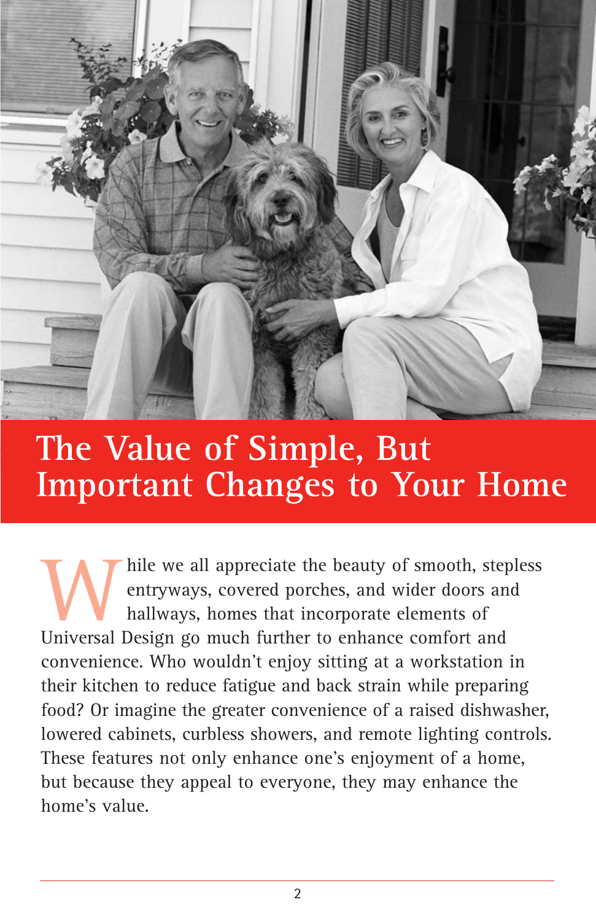# The Value of Simple, But Important Changes to Your Home

While we all appreciate the beauty of smooth, stepless entryways, covered porches, and wider doors and hallways, homes that incorporate elements of Universal Design go much further to enhance comfort and convenience. Who wouldn't enjoy sitting at a workstation in their kitchen to reduce fatigue and back strain while preparing food? Or imagine the greater convenience of a raised dishwasher, lowered cabinets, curbless showers, and remote lighting controls. These features not only enhance one's enjoyment of a home, but because they appeal to everyone, they may enhance the home's value.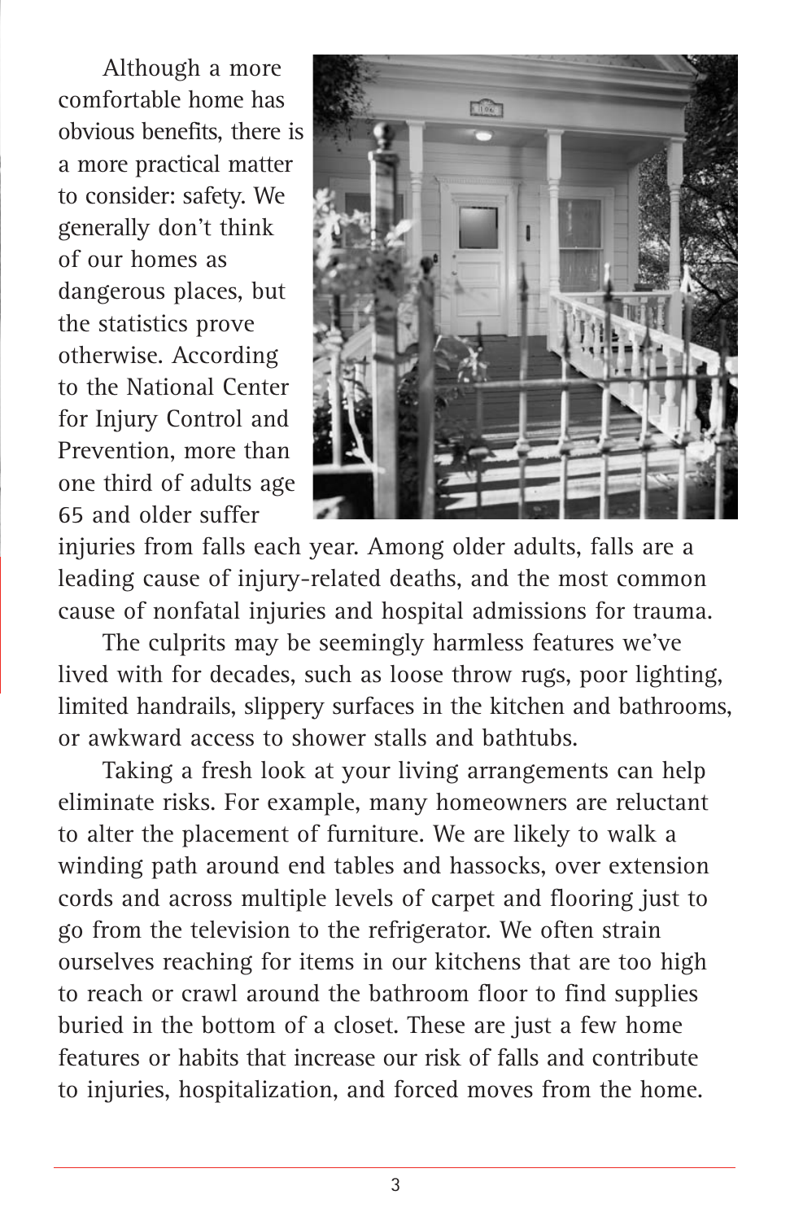Although a more comfortable home has obvious benefits, there is a more practical matter to consider: safety. We generally don't think of our homes as dangerous places, but the statistics prove otherwise. According to the National Center for Injury Control and Prevention, more than one third of adults age 65 and older suffer injuries from falls each year. Among older adults, falls are a leading cause of injury-related deaths, and the most common cause of nonfatal injuries and hospital admissions for trauma.

The culprits may be seemingly harmless features we've lived with for decades, such as loose throw rugs, poor lighting, limited handrails, slippery surfaces in the kitchen and bathrooms, or awkward access to shower stalls and bathtubs.

Taking a fresh look at your living arrangements can help eliminate risks. For example, many homeowners are reluctant to alter the placement of furniture. We are likely to walk a winding path around end tables and hassocks, over extension cords and across multiple levels of carpet and flooring just to go from the television to the refrigerator. We often strain ourselves reaching for items in our kitchens that are too high to reach or crawl around the bathroom floor to find supplies buried in the bottom of a closet. These are just a few home features or habits that increase our risk of falls and contribute to injuries, hospitalization, and forced moves from the home.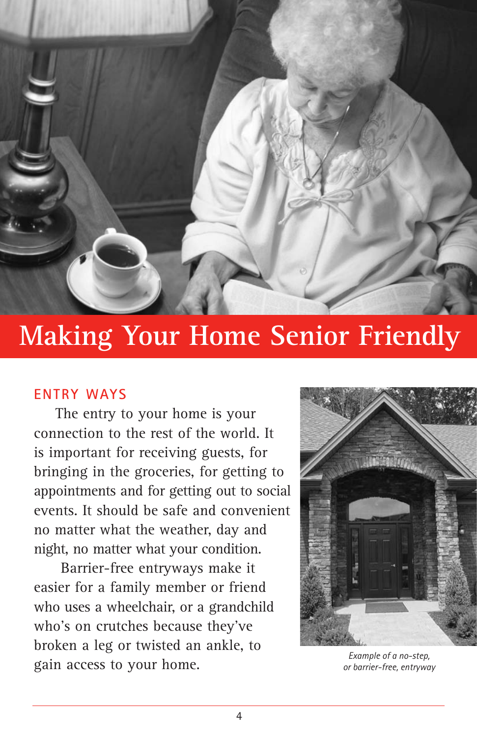# Making Your Home Senior Friendly

## ENTRY WAYS

The entry to your home is your connection to the rest of the world. It is important for receiving guests, for bringing in the groceries, for getting to appointments and for getting out to social events. It should be safe and convenient no matter what the weather, day and night, no matter what your condition.

Barrier-free entryways make it easier for a family member or friend who uses a wheelchair, or a grandchild who's on crutches because they've broken a leg or twisted an ankle, to gain access to your home.

*Example of a no-step, or barrier-free, entryway*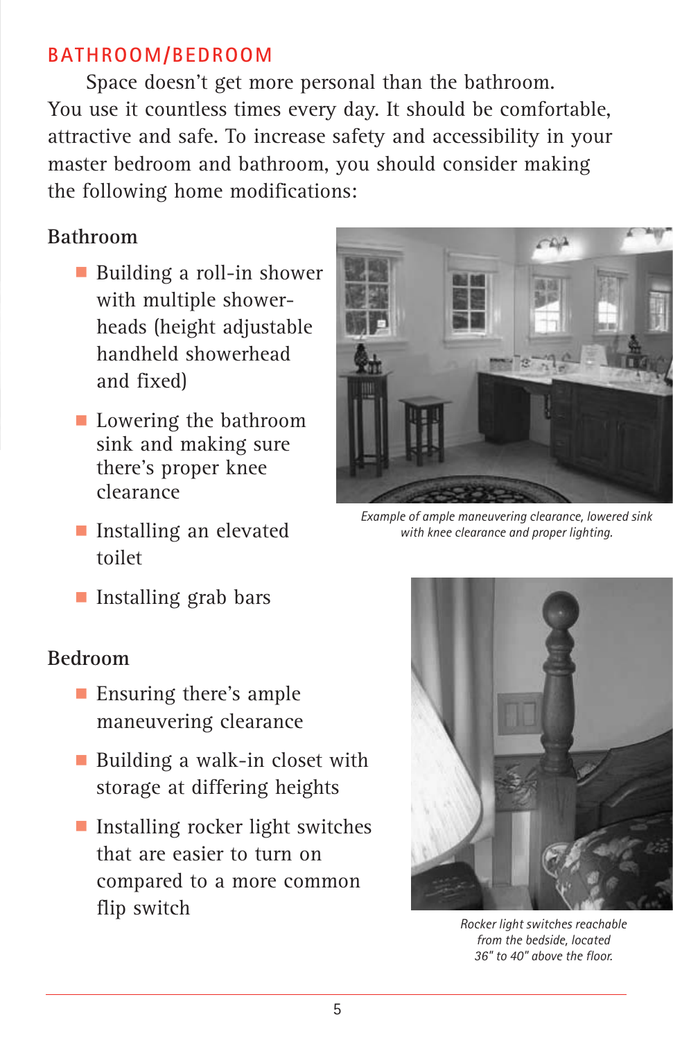## BATHROOM/BEDROOM

Space doesn't get more personal than the bathroom. You use it countless times every day. It should be comfortable, attractive and safe. To increase safety and accessibility in your master bedroom and bathroom, you should consider making the following home modifications:

### Bathroom

- Building a roll-in shower with multiple shower-heads (height adjustable handheld showerhead and fixed)
- Lowering the bathroom sink and making sure there's proper knee clearance
- Installing an elevated toilet
- Installing grab bars

*Example of ample maneuvering clearance, lowered sink with knee clearance and proper lighting.*

### Bedroom

- Ensuring there's ample maneuvering clearance
- Building a walk-in closet with storage at differing heights
- Installing rocker light switches that are easier to turn on compared to a more common flip switch

*Rocker light switches reachable from the bedside, located 36" to 40" above the floor.*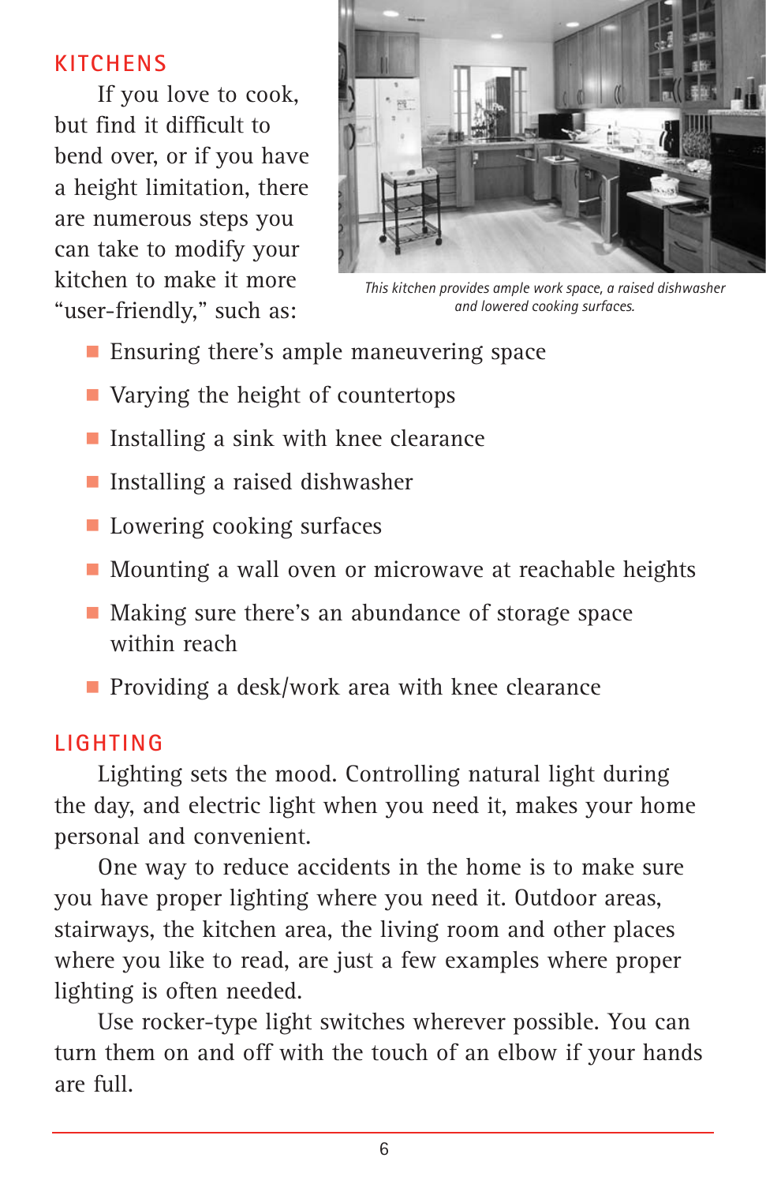## KITCHENS

If you love to cook, but find it difficult to bend over, or if you have a height limitation, there are numerous steps you can take to modify your kitchen to make it more "user-friendly," such as:

*This kitchen provides ample work space, a raised dishwasher and lowered cooking surfaces.*

- Ensuring there's ample maneuvering space
- Varying the height of countertops
- Installing a sink with knee clearance
- Installing a raised dishwasher
- Lowering cooking surfaces
- Mounting a wall oven or microwave at reachable heights
- Making sure there's an abundance of storage space within reach
- Providing a desk/work area with knee clearance

## LIGHTING

Lighting sets the mood. Controlling natural light during the day, and electric light when you need it, makes your home personal and convenient.

One way to reduce accidents in the home is to make sure you have proper lighting where you need it. Outdoor areas, stairways, the kitchen area, the living room and other places where you like to read, are just a few examples where proper lighting is often needed.

Use rocker-type light switches wherever possible. You can turn them on and off with the touch of an elbow if your hands are full.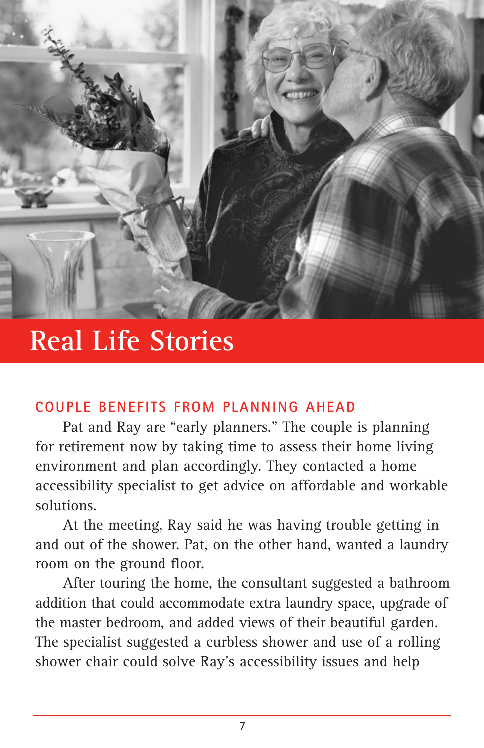# Real Life Stories

## COUPLE BENEFITS FROM PLANNING AHEAD

Pat and Ray are "early planners." The couple is planning for retirement now by taking time to assess their home living environment and plan accordingly. They contacted a home accessibility specialist to get advice on affordable and workable solutions.

At the meeting, Ray said he was having trouble getting in and out of the shower. Pat, on the other hand, wanted a laundry room on the ground floor.

After touring the home, the consultant suggested a bathroom addition that could accommodate extra laundry space, upgrade of the master bedroom, and added views of their beautiful garden. The specialist suggested a curbless shower and use of a rolling shower chair could solve Ray's accessibility issues and help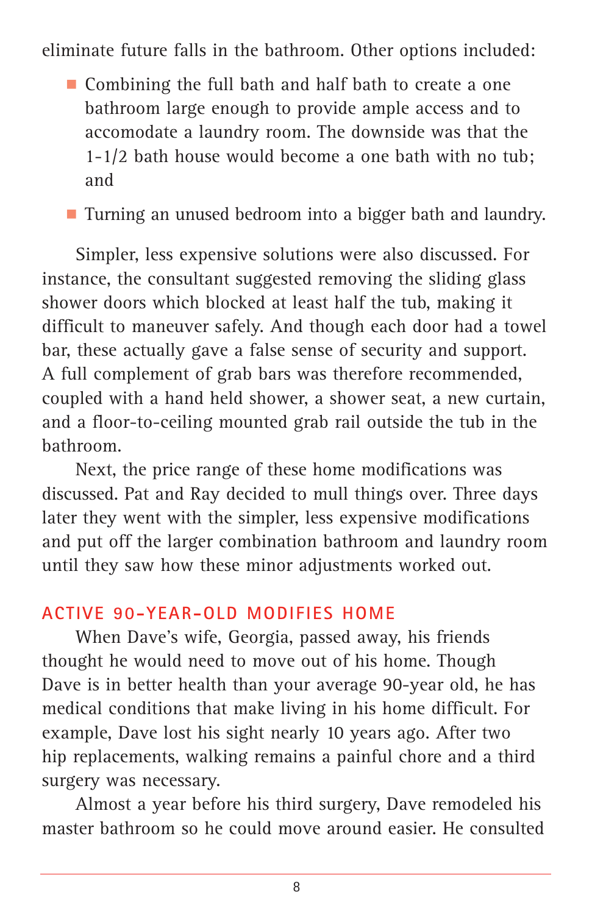eliminate future falls in the bathroom. Other options included:

- Combining the full bath and half bath to create a one bathroom large enough to provide ample access and to accomodate a laundry room. The downside was that the 1-1/2 bath house would become a one bath with no tub; and
- Turning an unused bedroom into a bigger bath and laundry.

Simpler, less expensive solutions were also discussed. For instance, the consultant suggested removing the sliding glass shower doors which blocked at least half the tub, making it difficult to maneuver safely. And though each door had a towel bar, these actually gave a false sense of security and support. A full complement of grab bars was therefore recommended, coupled with a hand held shower, a shower seat, a new curtain, and a floor-to-ceiling mounted grab rail outside the tub in the bathroom.

Next, the price range of these home modifications was discussed. Pat and Ray decided to mull things over. Three days later they went with the simpler, less expensive modifications and put off the larger combination bathroom and laundry room until they saw how these minor adjustments worked out.

## ACTIVE 90-YEAR-OLD MODIFIES HOME

When Dave's wife, Georgia, passed away, his friends thought he would need to move out of his home. Though Dave is in better health than your average 90-year old, he has medical conditions that make living in his home difficult. For example, Dave lost his sight nearly 10 years ago. After two hip replacements, walking remains a painful chore and a third surgery was necessary.

Almost a year before his third surgery, Dave remodeled his master bathroom so he could move around easier. He consulted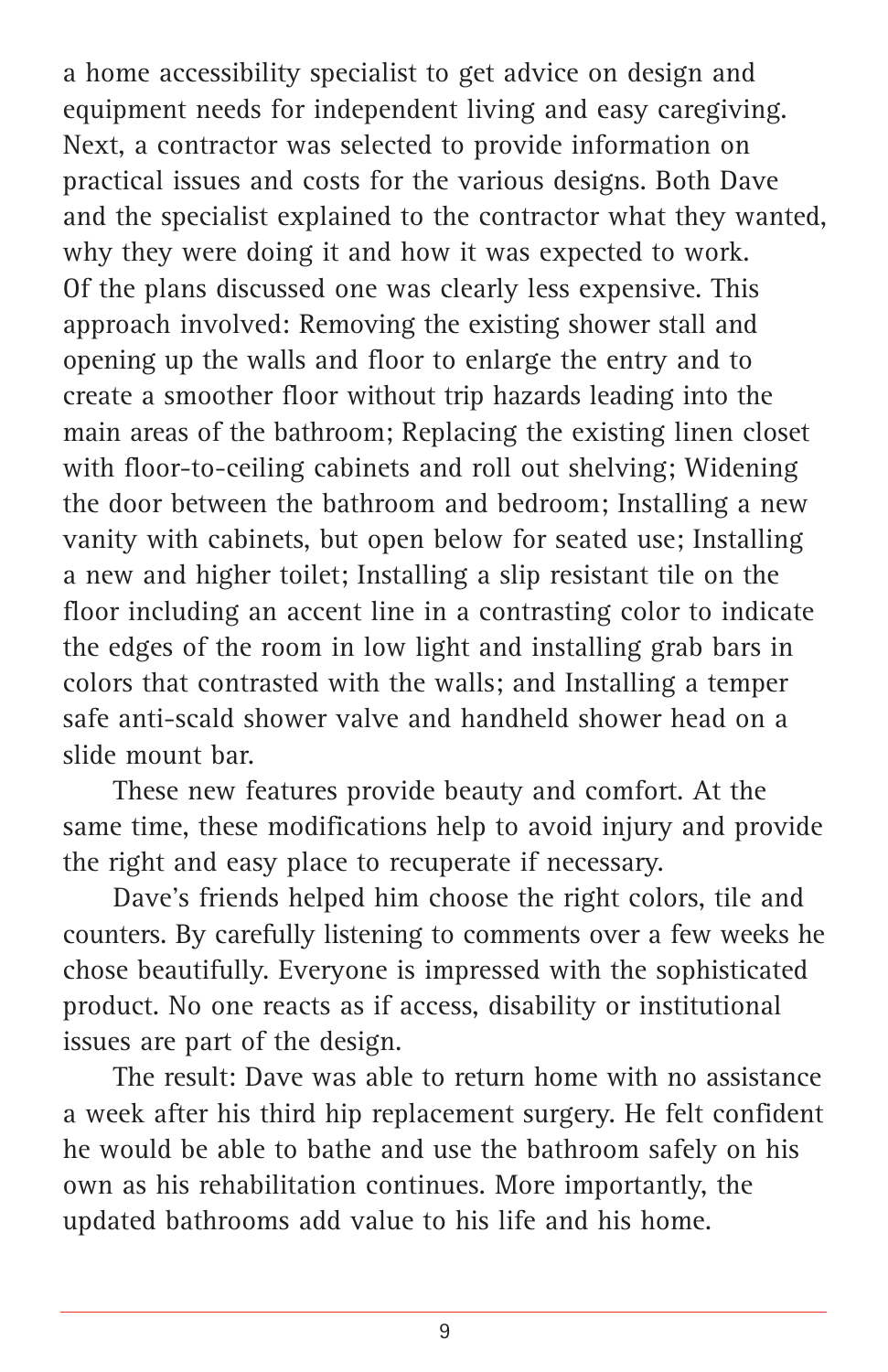a home accessibility specialist to get advice on design and equipment needs for independent living and easy caregiving. Next, a contractor was selected to provide information on practical issues and costs for the various designs. Both Dave and the specialist explained to the contractor what they wanted, why they were doing it and how it was expected to work. Of the plans discussed one was clearly less expensive. This approach involved: Removing the existing shower stall and opening up the walls and floor to enlarge the entry and to create a smoother floor without trip hazards leading into the main areas of the bathroom; Replacing the existing linen closet with floor-to-ceiling cabinets and roll out shelving; Widening the door between the bathroom and bedroom; Installing a new vanity with cabinets, but open below for seated use; Installing a new and higher toilet; Installing a slip resistant tile on the floor including an accent line in a contrasting color to indicate the edges of the room in low light and installing grab bars in colors that contrasted with the walls; and Installing a temper safe anti-scald shower valve and handheld shower head on a slide mount bar.

These new features provide beauty and comfort. At the same time, these modifications help to avoid injury and provide the right and easy place to recuperate if necessary.

Dave's friends helped him choose the right colors, tile and counters. By carefully listening to comments over a few weeks he chose beautifully. Everyone is impressed with the sophisticated product. No one reacts as if access, disability or institutional issues are part of the design.

The result: Dave was able to return home with no assistance a week after his third hip replacement surgery. He felt confident he would be able to bathe and use the bathroom safely on his own as his rehabilitation continues. More importantly, the updated bathrooms add value to his life and his home.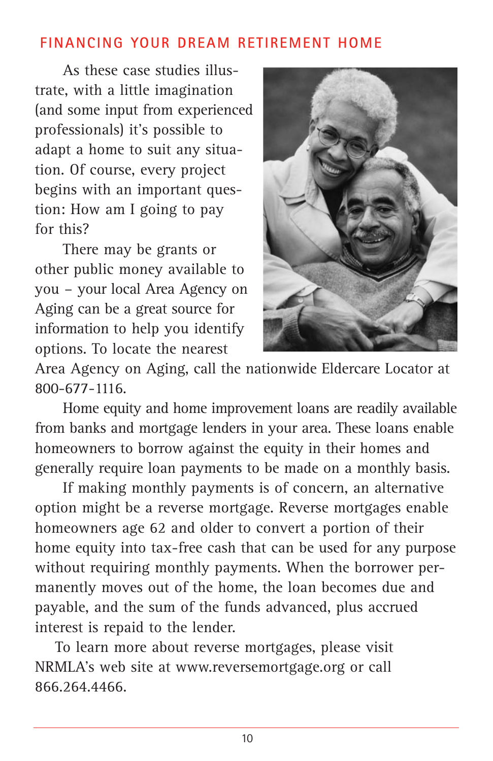## FINANCING YOUR DREAM RETIREMENT HOME

As these case studies illustrate, with a little imagination (and some input from experienced professionals) it's possible to adapt a home to suit any situation. Of course, every project begins with an important question: How am I going to pay for this?

There may be grants or other public money available to you – your local Area Agency on Aging can be a great source for information to help you identify options. To locate the nearest Area Agency on Aging, call the nationwide Eldercare Locator at 800-677-1116.

Home equity and home improvement loans are readily available from banks and mortgage lenders in your area. These loans enable homeowners to borrow against the equity in their homes and generally require loan payments to be made on a monthly basis.

If making monthly payments is of concern, an alternative option might be a reverse mortgage. Reverse mortgages enable homeowners age 62 and older to convert a portion of their home equity into tax-free cash that can be used for any purpose without requiring monthly payments. When the borrower permanently moves out of the home, the loan becomes due and payable, and the sum of the funds advanced, plus accrued interest is repaid to the lender.

To learn more about reverse mortgages, please visit NRMLA's web site at www.reversemortgage.org or call 866.264.4466.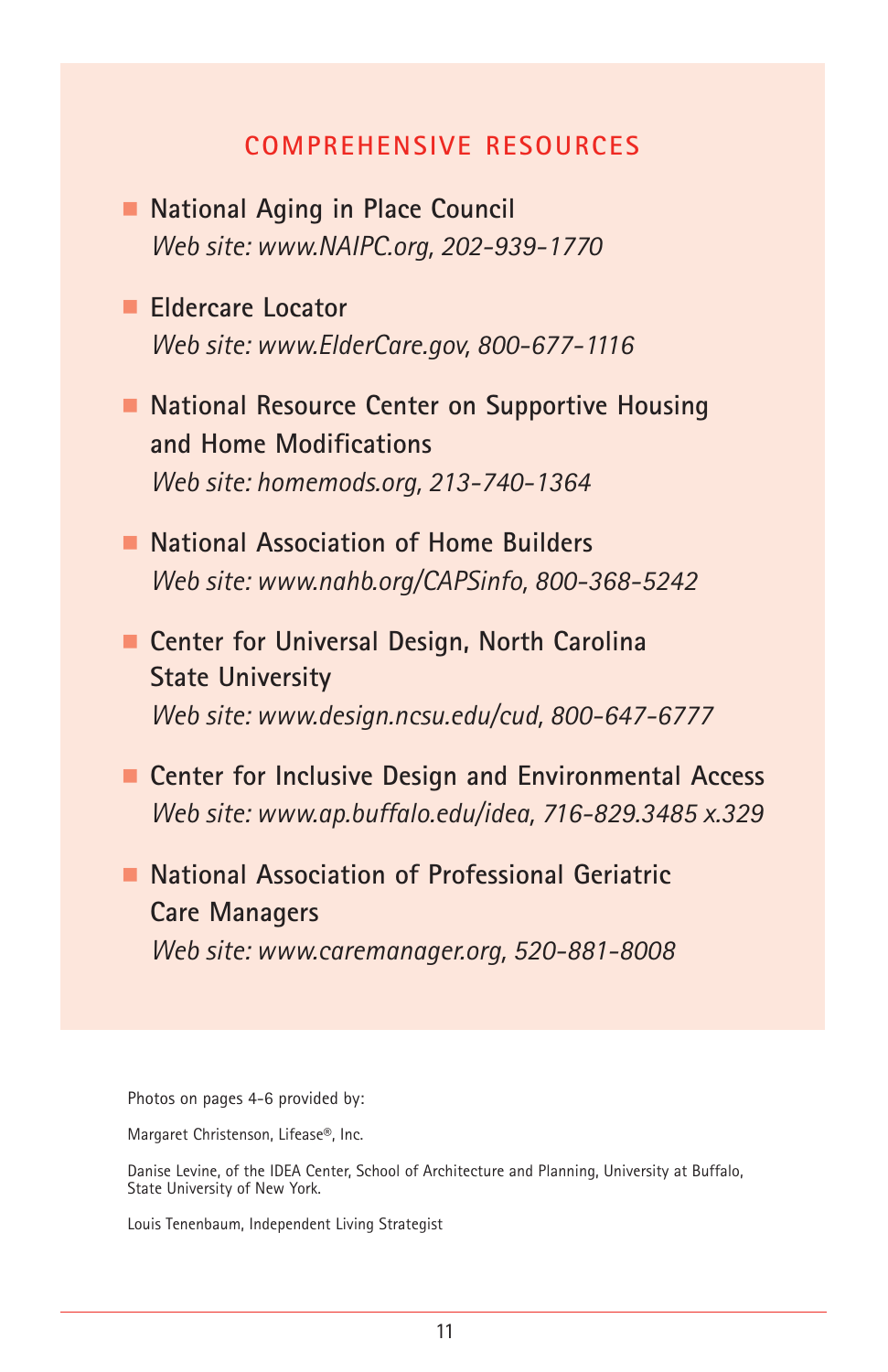## COMPREHENSIVE RESOURCES

- **National Aging in Place Council**
  *Web site: www.NAIPC.org, 202-939-1770*

- **Eldercare Locator**
  *Web site: www.ElderCare.gov, 800-677-1116*

- **National Resource Center on Supportive Housing and Home Modifications**
  *Web site: homemods.org, 213-740-1364*

- **National Association of Home Builders**
  *Web site: www.nahb.org/CAPSinfo, 800-368-5242*

- **Center for Universal Design, North Carolina State University**
  *Web site: www.design.ncsu.edu/cud, 800-647-6777*

- **Center for Inclusive Design and Environmental Access**
  *Web site: www.ap.buffalo.edu/idea, 716-829.3485 x.329*

- **National Association of Professional Geriatric Care Managers**
  *Web site: www.caremanager.org, 520-881-8008*

Photos on pages 4-6 provided by:

Margaret Christenson, Lifease®, Inc.

Danise Levine, of the IDEA Center, School of Architecture and Planning, University at Buffalo, State University of New York.

Louis Tenenbaum, Independent Living Strategist